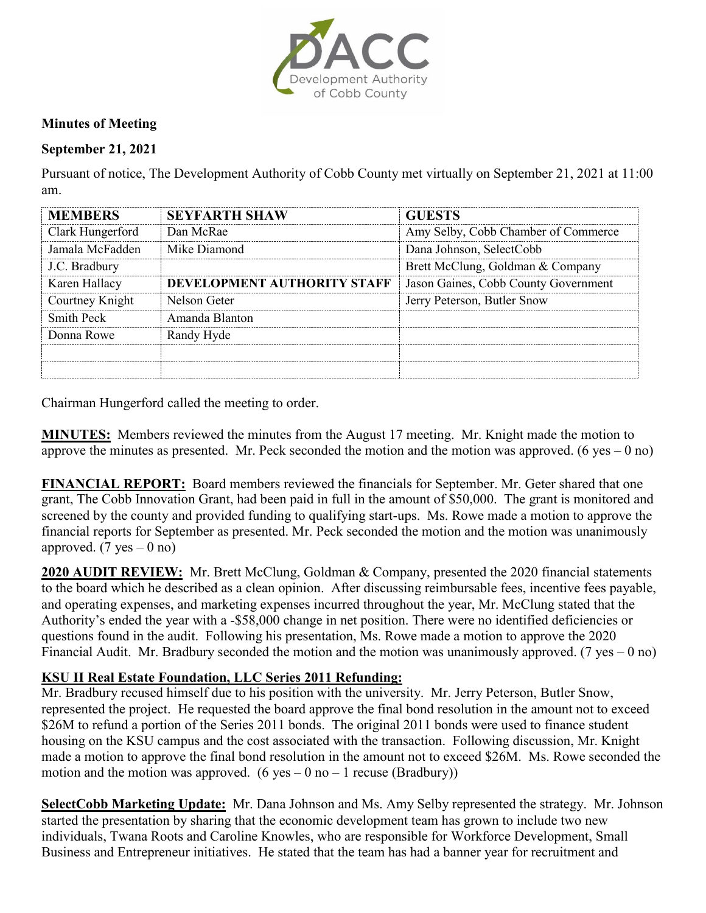**Minutes of Meeting**

**September 21, 2021**

Pursuant of notice, The Development Authority of Cobb County met virtually on September 21, 2021 at 11:00 am.

| MEMBERS | SEYFARTH SHAW | GUESTS |
|---|---|---|
| Clark Hungerford | Dan McRae | Amy Selby, Cobb Chamber of Commerce |
| Jamala McFadden | Mike Diamond | Dana Johnson, SelectCobb |
| J.C. Bradbury | | Brett McClung, Goldman & Company |
| Karen Hallacy | **DEVELOPMENT AUTHORITY STAFF** | Jason Gaines, Cobb County Government |
| Courtney Knight | Nelson Geter | Jerry Peterson, Butler Snow |
| Smith Peck | Amanda Blanton | |
| Donna Rowe | Randy Hyde | |
| | | |
| | | |

Chairman Hungerford called the meeting to order.

**MINUTES:** Members reviewed the minutes from the August 17 meeting. Mr. Knight made the motion to approve the minutes as presented. Mr. Peck seconded the motion and the motion was approved. (6 yes – 0 no)

**FINANCIAL REPORT:** Board members reviewed the financials for September. Mr. Geter shared that one grant, The Cobb Innovation Grant, had been paid in full in the amount of $50,000. The grant is monitored and screened by the county and provided funding to qualifying start-ups. Ms. Rowe made a motion to approve the financial reports for September as presented. Mr. Peck seconded the motion and the motion was unanimously approved. (7 yes – 0 no)

**2020 AUDIT REVIEW:** Mr. Brett McClung, Goldman & Company, presented the 2020 financial statements to the board which he described as a clean opinion. After discussing reimbursable fees, incentive fees payable, and operating expenses, and marketing expenses incurred throughout the year, Mr. McClung stated that the Authority's ended the year with a -$58,000 change in net position. There were no identified deficiencies or questions found in the audit. Following his presentation, Ms. Rowe made a motion to approve the 2020 Financial Audit. Mr. Bradbury seconded the motion and the motion was unanimously approved. (7 yes – 0 no)

**KSU II Real Estate Foundation, LLC Series 2011 Refunding:**
Mr. Bradbury recused himself due to his position with the university. Mr. Jerry Peterson, Butler Snow, represented the project. He requested the board approve the final bond resolution in the amount not to exceed $26M to refund a portion of the Series 2011 bonds. The original 2011 bonds were used to finance student housing on the KSU campus and the cost associated with the transaction. Following discussion, Mr. Knight made a motion to approve the final bond resolution in the amount not to exceed $26M. Ms. Rowe seconded the motion and the motion was approved. (6 yes – 0 no – 1 recuse (Bradbury))

**SelectCobb Marketing Update:** Mr. Dana Johnson and Ms. Amy Selby represented the strategy. Mr. Johnson started the presentation by sharing that the economic development team has grown to include two new individuals, Twana Roots and Caroline Knowles, who are responsible for Workforce Development, Small Business and Entrepreneur initiatives. He stated that the team has had a banner year for recruitment and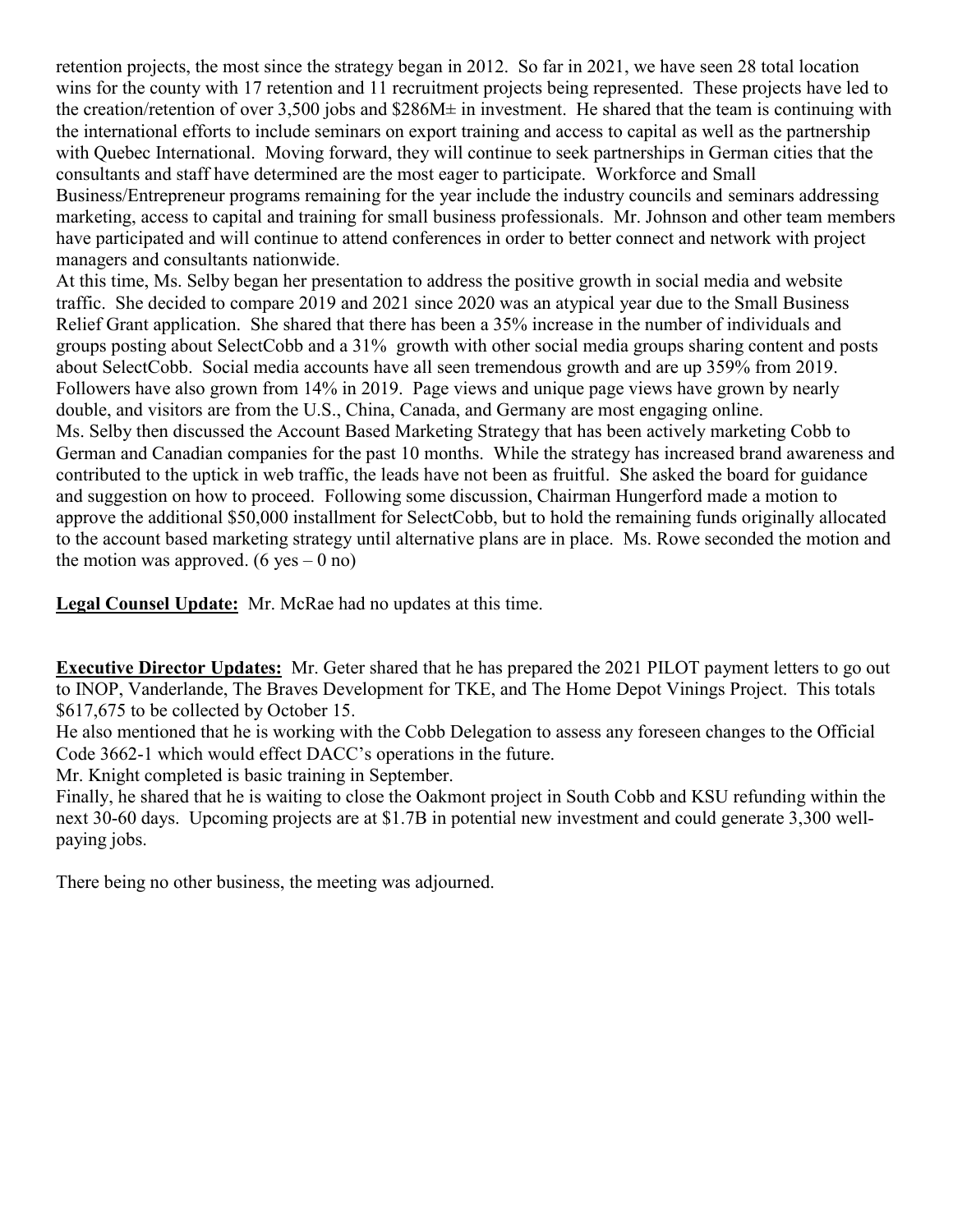retention projects, the most since the strategy began in 2012. So far in 2021, we have seen 28 total location wins for the county with 17 retention and 11 recruitment projects being represented. These projects have led to the creation/retention of over 3,500 jobs and $286M± in investment. He shared that the team is continuing with the international efforts to include seminars on export training and access to capital as well as the partnership with Quebec International. Moving forward, they will continue to seek partnerships in German cities that the consultants and staff have determined are the most eager to participate. Workforce and Small Business/Entrepreneur programs remaining for the year include the industry councils and seminars addressing marketing, access to capital and training for small business professionals. Mr. Johnson and other team members have participated and will continue to attend conferences in order to better connect and network with project managers and consultants nationwide.

At this time, Ms. Selby began her presentation to address the positive growth in social media and website traffic. She decided to compare 2019 and 2021 since 2020 was an atypical year due to the Small Business Relief Grant application. She shared that there has been a 35% increase in the number of individuals and groups posting about SelectCobb and a 31% growth with other social media groups sharing content and posts about SelectCobb. Social media accounts have all seen tremendous growth and are up 359% from 2019. Followers have also grown from 14% in 2019. Page views and unique page views have grown by nearly double, and visitors are from the U.S., China, Canada, and Germany are most engaging online.

Ms. Selby then discussed the Account Based Marketing Strategy that has been actively marketing Cobb to German and Canadian companies for the past 10 months. While the strategy has increased brand awareness and contributed to the uptick in web traffic, the leads have not been as fruitful. She asked the board for guidance and suggestion on how to proceed. Following some discussion, Chairman Hungerford made a motion to approve the additional $50,000 installment for SelectCobb, but to hold the remaining funds originally allocated to the account based marketing strategy until alternative plans are in place. Ms. Rowe seconded the motion and the motion was approved. (6 yes – 0 no)

**Legal Counsel Update:** Mr. McRae had no updates at this time.

**Executive Director Updates:** Mr. Geter shared that he has prepared the 2021 PILOT payment letters to go out to INOP, Vanderlande, The Braves Development for TKE, and The Home Depot Vinings Project. This totals $617,675 to be collected by October 15.

He also mentioned that he is working with the Cobb Delegation to assess any foreseen changes to the Official Code 3662-1 which would effect DACC's operations in the future.

Mr. Knight completed is basic training in September.

Finally, he shared that he is waiting to close the Oakmont project in South Cobb and KSU refunding within the next 30-60 days. Upcoming projects are at $1.7B in potential new investment and could generate 3,300 well-paying jobs.

There being no other business, the meeting was adjourned.